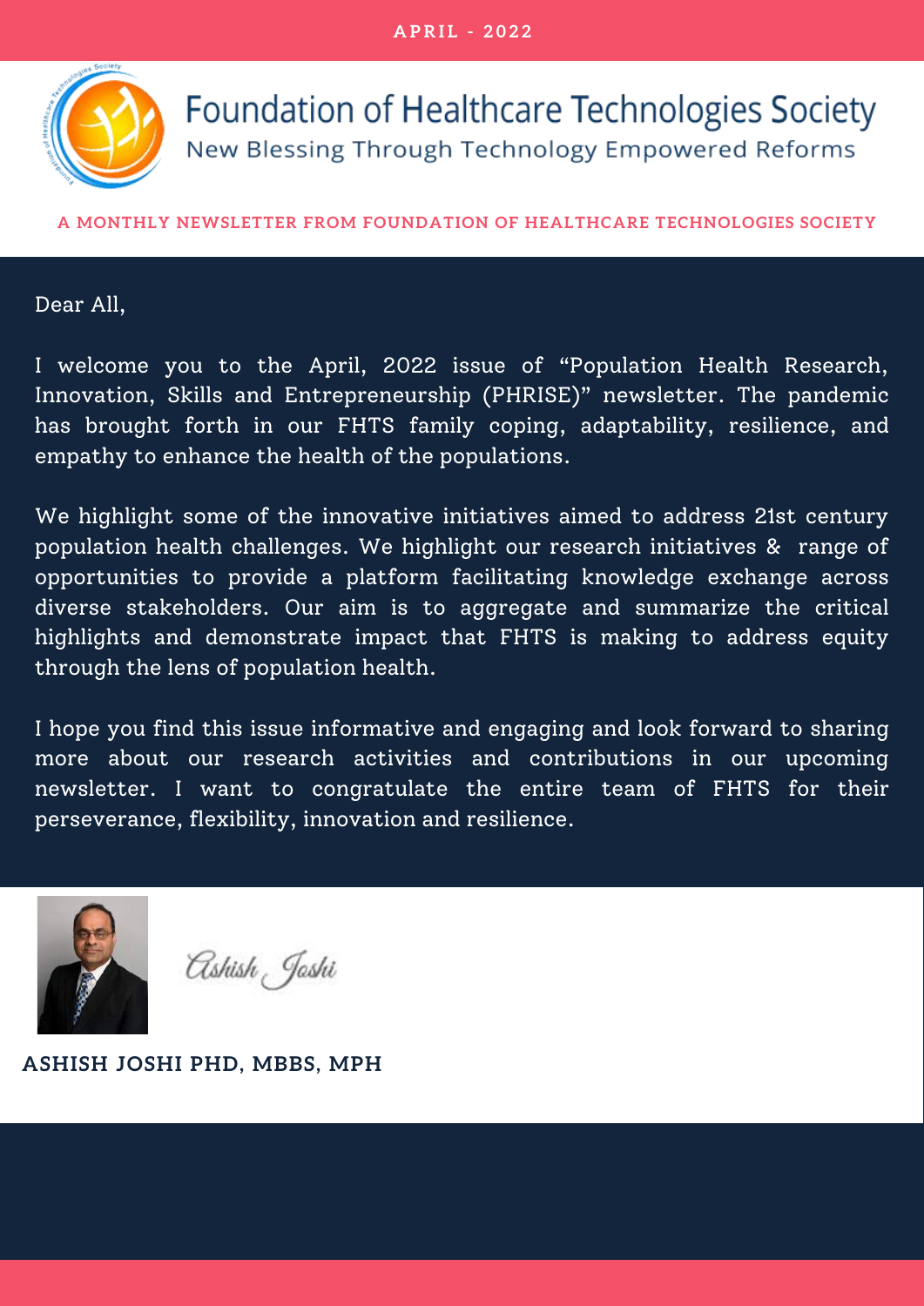APRIL - 2022

# Foundation of Healthcare Technologies Society

New Blessing Through Technology Empowered Reforms

**A MONTHLY NEWSLETTER FROM FOUNDATION OF HEALTHCARE TECHNOLOGIES SOCIETY**

Dear All,

I welcome you to the April, 2022 issue of "Population Health Research, Innovation, Skills and Entrepreneurship (PHRISE)" newsletter. The pandemic has brought forth in our FHTS family coping, adaptability, resilience, and empathy to enhance the health of the populations.

We highlight some of the innovative initiatives aimed to address 21st century population health challenges. We highlight our research initiatives & range of opportunities to provide a platform facilitating knowledge exchange across diverse stakeholders. Our aim is to aggregate and summarize the critical highlights and demonstrate impact that FHTS is making to address equity through the lens of population health.

I hope you find this issue informative and engaging and look forward to sharing more about our research activities and contributions in our upcoming newsletter. I want to congratulate the entire team of FHTS for their perseverance, flexibility, innovation and resilience.

*Ashish Joshi*

**ASHISH JOSHI PHD, MBBS, MPH**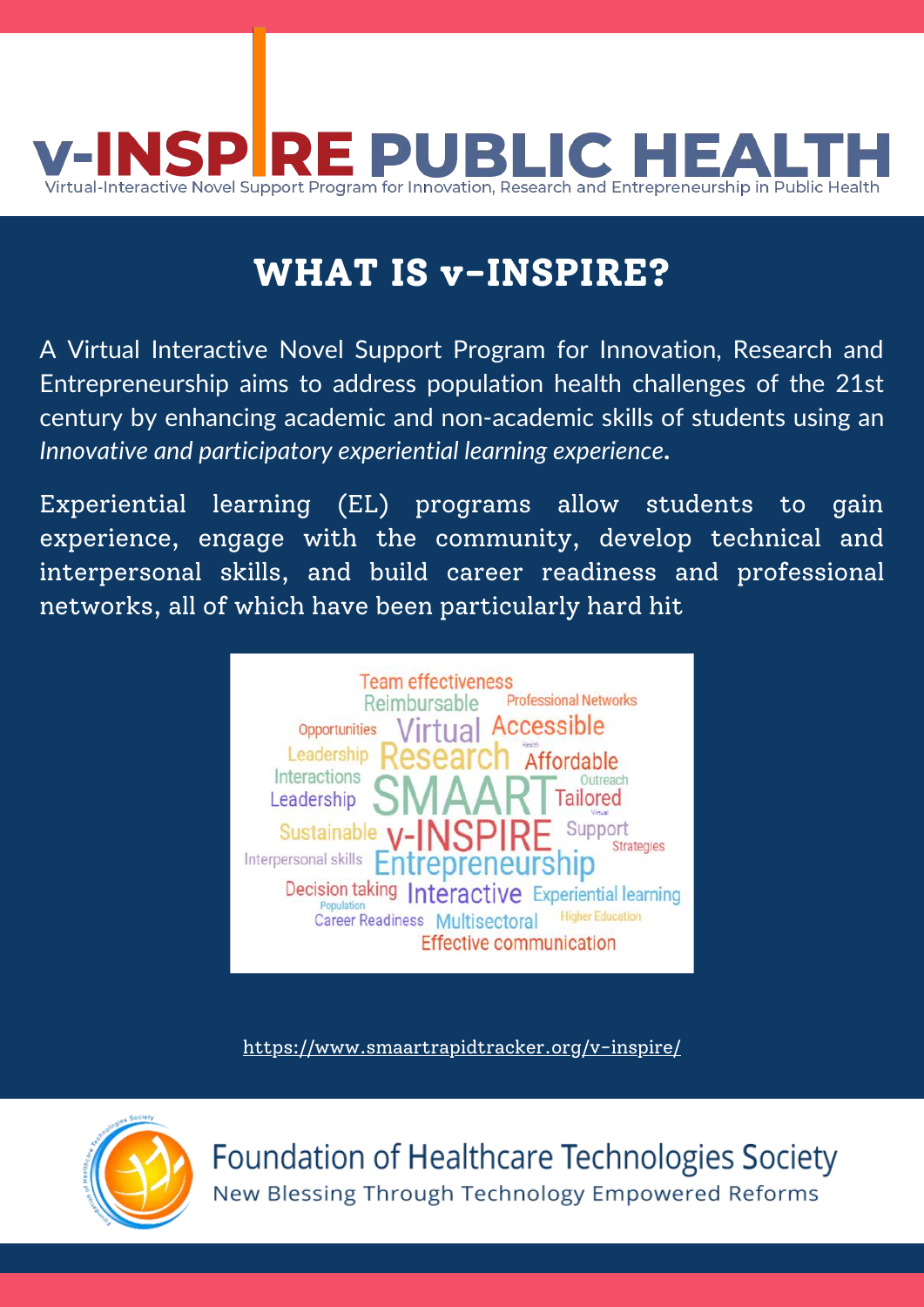# v-INSPIRE PUBLIC HEALTH

Virtual-Interactive Novel Support Program for Innovation, Research and Entrepreneurship in Public Health

## WHAT IS v-INSPIRE?

A Virtual Interactive Novel Support Program for Innovation, Research and Entrepreneurship aims to address population health challenges of the 21st century by enhancing academic and non-academic skills of students using an *Innovative and participatory experiential learning experience.*

Experiential learning (EL) programs allow students to gain experience, engage with the community, develop technical and interpersonal skills, and build career readiness and professional networks, all of which have been particularly hard hit

https://www.smaartrapidtracker.org/v-inspire/

Foundation of Healthcare Technologies Society

New Blessing Through Technology Empowered Reforms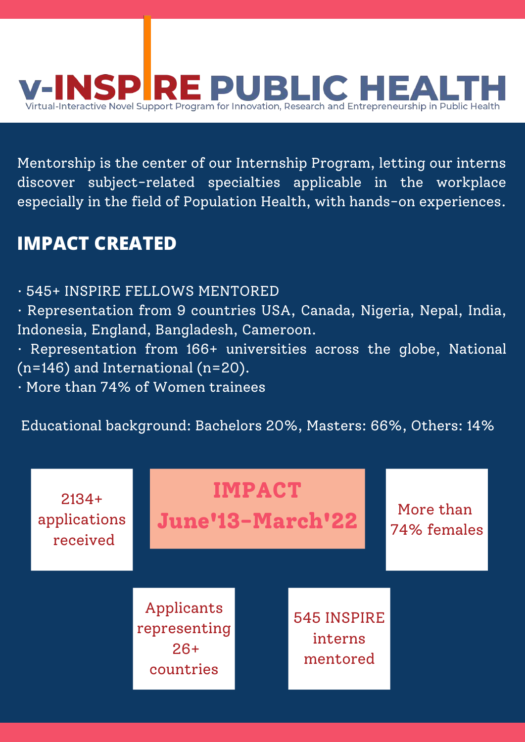# v-INSPIRE PUBLIC HEALTH

Virtual-Interactive Novel Support Program for Innovation, Research and Entrepreneurship in Public Health

Mentorship is the center of our Internship Program, letting our interns discover subject-related specialties applicable in the workplace especially in the field of Population Health, with hands-on experiences.

## IMPACT CREATED

- 545+ INSPIRE FELLOWS MENTORED
- Representation from 9 countries USA, Canada, Nigeria, Nepal, India, Indonesia, England, Bangladesh, Cameroon.
- Representation from 166+ universities across the globe, National (n=146) and International (n=20).
- More than 74% of Women trainees

Educational background: Bachelors 20%, Masters: 66%, Others: 14%

**IMPACT June'13-March'22**

2134+ applications received

More than 74% females

Applicants representing 26+ countries

545 INSPIRE interns mentored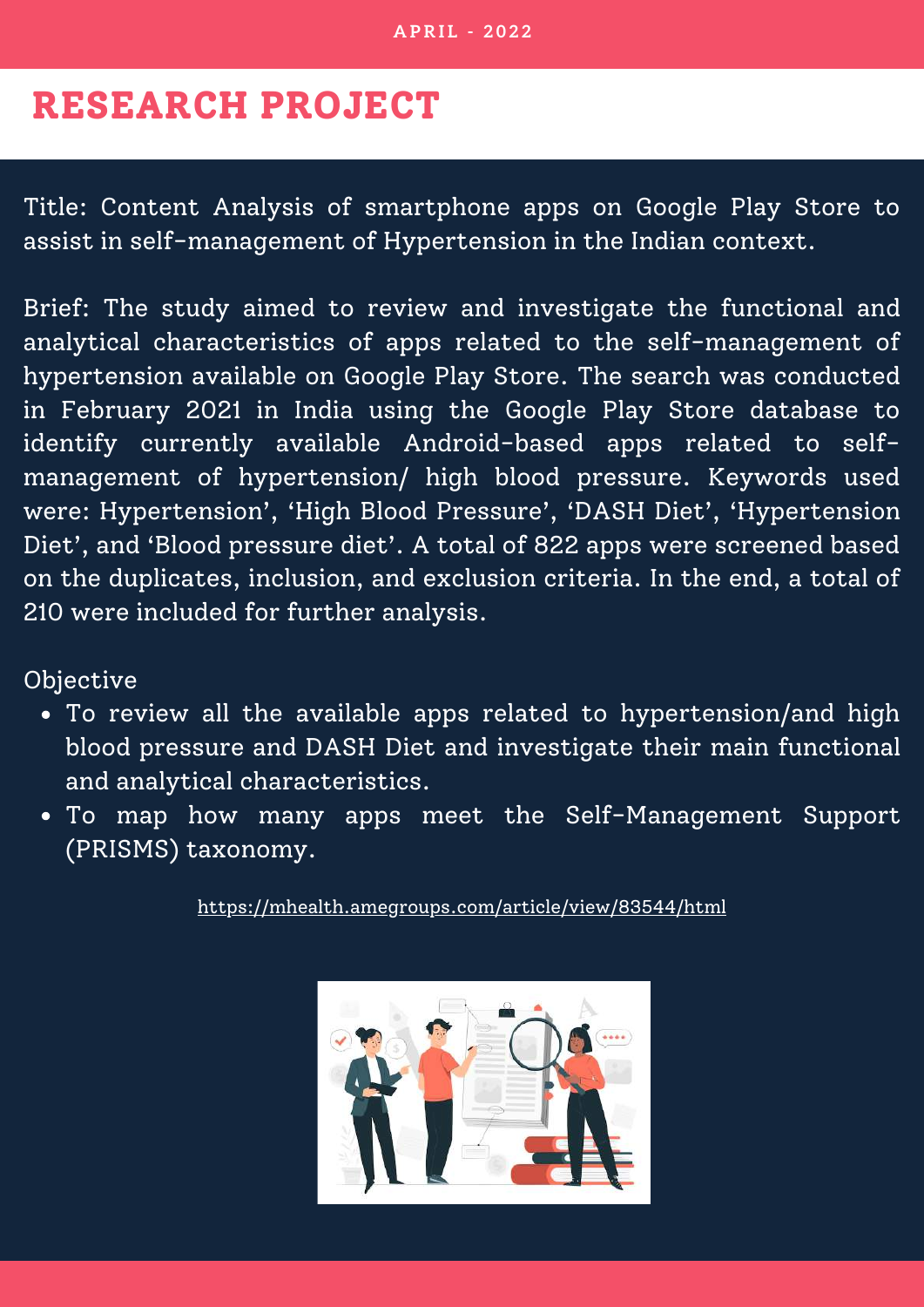APRIL - 2022

# RESEARCH PROJECT

Title: Content Analysis of smartphone apps on Google Play Store to assist in self-management of Hypertension in the Indian context.

Brief: The study aimed to review and investigate the functional and analytical characteristics of apps related to the self-management of hypertension available on Google Play Store. The search was conducted in February 2021 in India using the Google Play Store database to identify currently available Android-based apps related to self-management of hypertension/ high blood pressure. Keywords used were: Hypertension', 'High Blood Pressure', 'DASH Diet', 'Hypertension Diet', and 'Blood pressure diet'. A total of 822 apps were screened based on the duplicates, inclusion, and exclusion criteria. In the end, a total of 210 were included for further analysis.

Objective

- To review all the available apps related to hypertension/and high blood pressure and DASH Diet and investigate their main functional and analytical characteristics.
- To map how many apps meet the Self-Management Support (PRISMS) taxonomy.

https://mhealth.amegroups.com/article/view/83544/html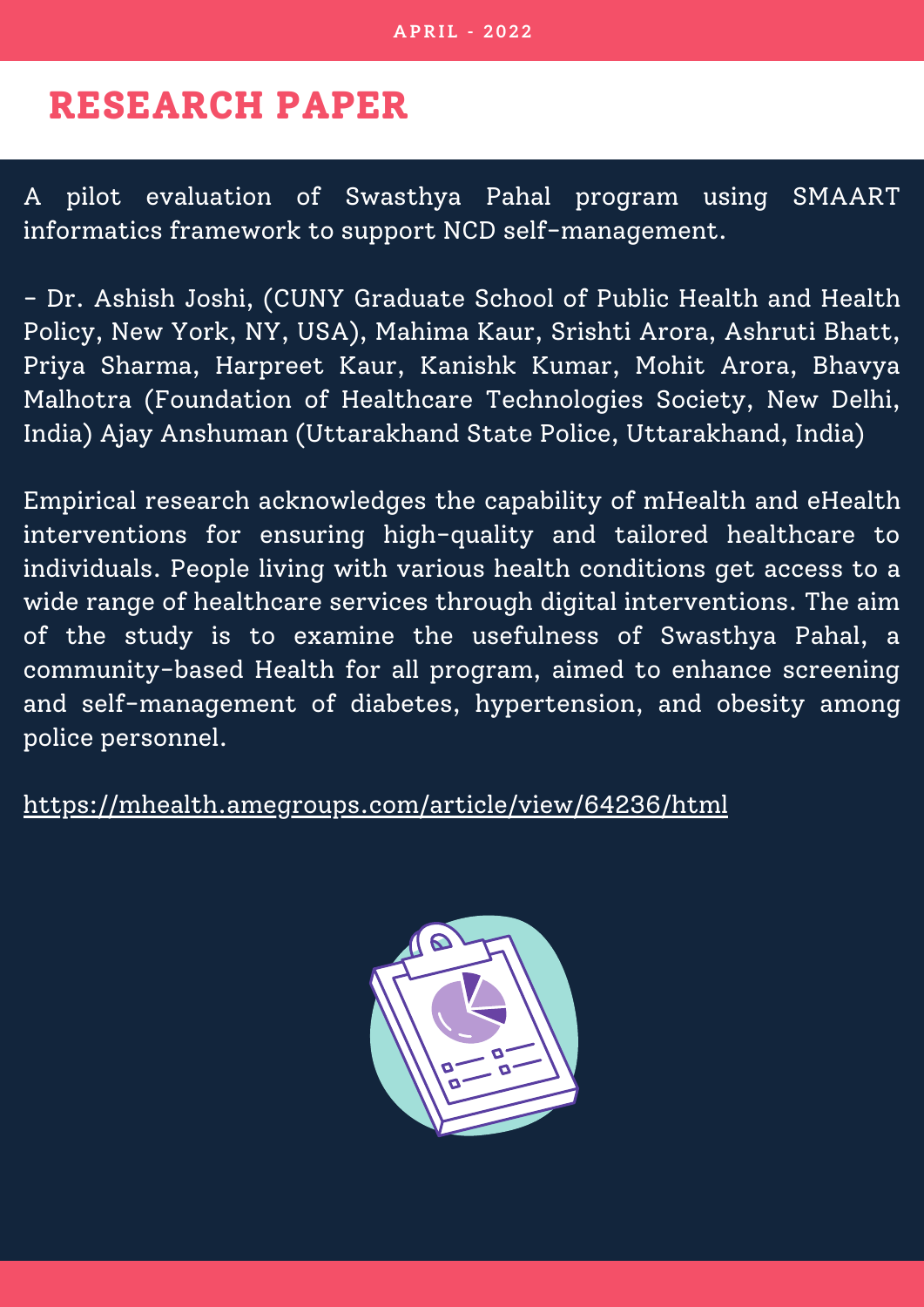APRIL - 2022

# RESEARCH PAPER

A pilot evaluation of Swasthya Pahal program using SMAART informatics framework to support NCD self-management.

- Dr. Ashish Joshi, (CUNY Graduate School of Public Health and Health Policy, New York, NY, USA), Mahima Kaur, Srishti Arora, Ashruti Bhatt, Priya Sharma, Harpreet Kaur, Kanishk Kumar, Mohit Arora, Bhavya Malhotra (Foundation of Healthcare Technologies Society, New Delhi, India) Ajay Anshuman (Uttarakhand State Police, Uttarakhand, India)

Empirical research acknowledges the capability of mHealth and eHealth interventions for ensuring high-quality and tailored healthcare to individuals. People living with various health conditions get access to a wide range of healthcare services through digital interventions. The aim of the study is to examine the usefulness of Swasthya Pahal, a community-based Health for all program, aimed to enhance screening and self-management of diabetes, hypertension, and obesity among police personnel.

https://mhealth.amegroups.com/article/view/64236/html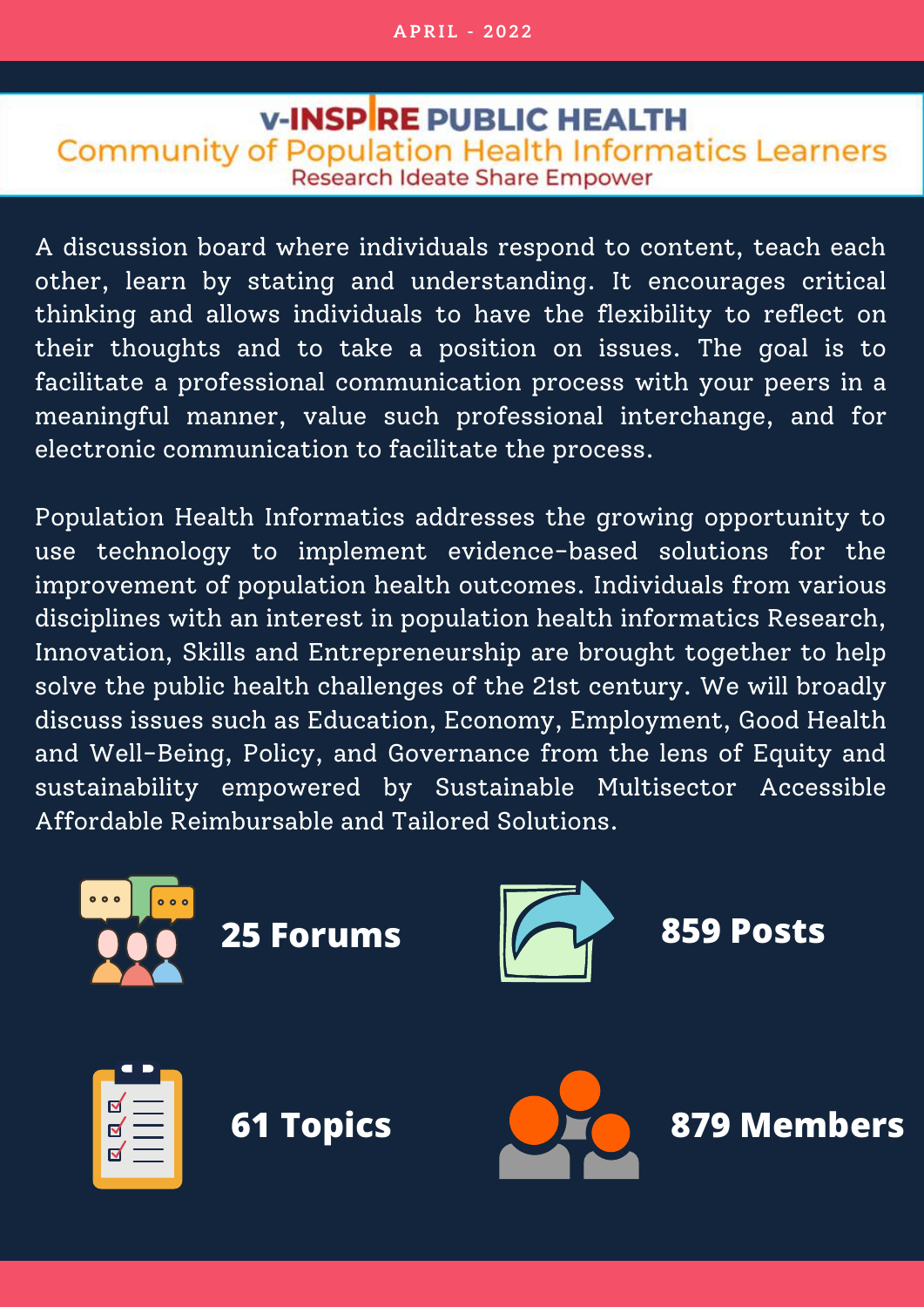APRIL - 2022

# v-INSPIRE PUBLIC HEALTH

## Community of Population Health Informatics Learners

Research Ideate Share Empower

A discussion board where individuals respond to content, teach each other, learn by stating and understanding. It encourages critical thinking and allows individuals to have the flexibility to reflect on their thoughts and to take a position on issues. The goal is to facilitate a professional communication process with your peers in a meaningful manner, value such professional interchange, and for electronic communication to facilitate the process.

Population Health Informatics addresses the growing opportunity to use technology to implement evidence-based solutions for the improvement of population health outcomes. Individuals from various disciplines with an interest in population health informatics Research, Innovation, Skills and Entrepreneurship are brought together to help solve the public health challenges of the 21st century. We will broadly discuss issues such as Education, Economy, Employment, Good Health and Well-Being, Policy, and Governance from the lens of Equity and sustainability empowered by Sustainable Multisector Accessible Affordable Reimbursable and Tailored Solutions.

**25 Forums**

**859 Posts**

**61 Topics**

**879 Members**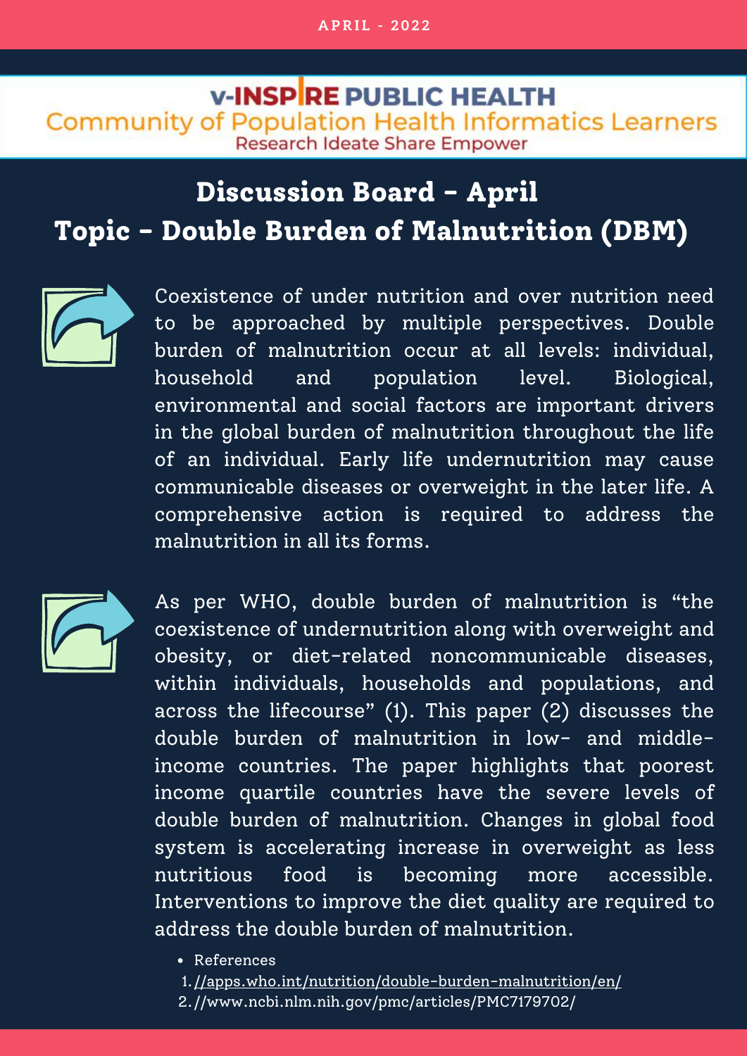APRIL - 2022

v-INSPIRE PUBLIC HEALTH

Community of Population Health Informatics Learners

Research Ideate Share Empower

# Discussion Board - April

# Topic - Double Burden of Malnutrition (DBM)

Coexistence of under nutrition and over nutrition need to be approached by multiple perspectives. Double burden of malnutrition occur at all levels: individual, household and population level. Biological, environmental and social factors are important drivers in the global burden of malnutrition throughout the life of an individual. Early life undernutrition may cause communicable diseases or overweight in the later life. A comprehensive action is required to address the malnutrition in all its forms.

As per WHO, double burden of malnutrition is "the coexistence of undernutrition along with overweight and obesity, or diet-related noncommunicable diseases, within individuals, households and populations, and across the lifecourse" (1). This paper (2) discusses the double burden of malnutrition in low- and middle-income countries. The paper highlights that poorest income quartile countries have the severe levels of double burden of malnutrition. Changes in global food system is accelerating increase in overweight as less nutritious food is becoming more accessible. Interventions to improve the diet quality are required to address the double burden of malnutrition.

- References
1. //apps.who.int/nutrition/double-burden-malnutrition/en/
2. //www.ncbi.nlm.nih.gov/pmc/articles/PMC7179702/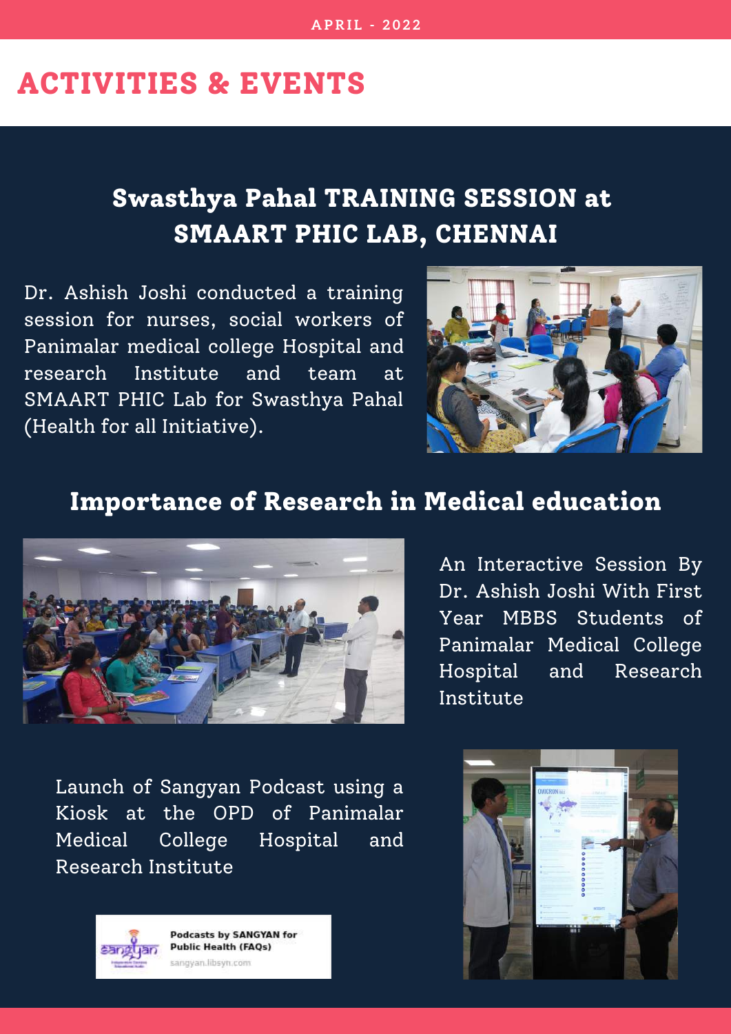# ACTIVITIES & EVENTS

## Swasthya Pahal TRAINING SESSION at SMAART PHIC LAB, CHENNAI

Dr. Ashish Joshi conducted a training session for nurses, social workers of Panimalar medical college Hospital and research Institute and team at SMAART PHIC Lab for Swasthya Pahal (Health for all Initiative).

## Importance of Research in Medical education

An Interactive Session By Dr. Ashish Joshi With First Year MBBS Students of Panimalar Medical College Hospital and Research Institute

Launch of Sangyan Podcast using a Kiosk at the OPD of Panimalar Medical College Hospital and Research Institute

**Podcasts by SANGYAN for Public Health (FAQs)**
sangyan.libsyn.com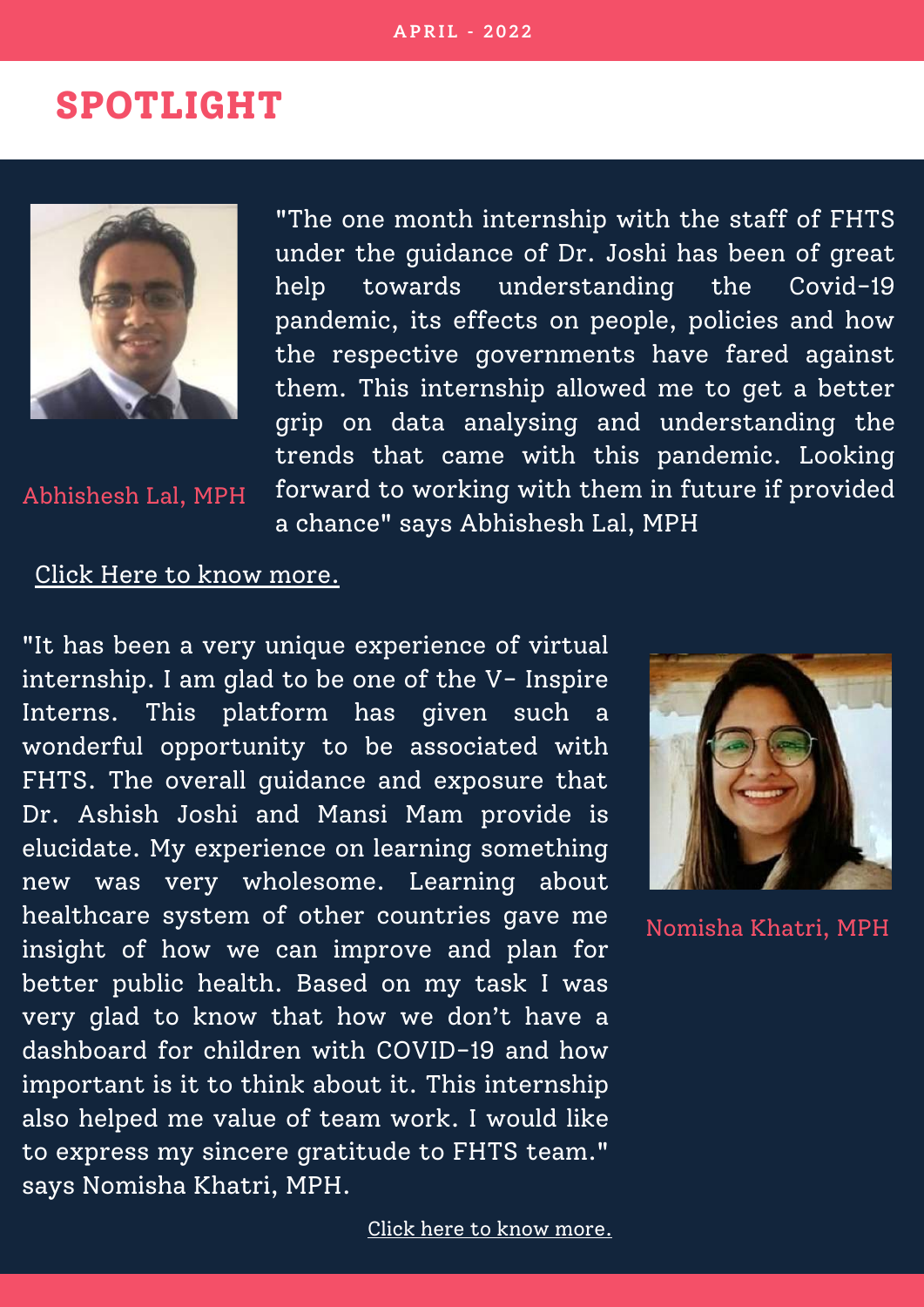# SPOTLIGHT

"The one month internship with the staff of FHTS under the guidance of Dr. Joshi has been of great help towards understanding the Covid-19 pandemic, its effects on people, policies and how the respective governments have fared against them. This internship allowed me to get a better grip on data analysing and understanding the trends that came with this pandemic. Looking forward to working with them in future if provided a chance" says Abhishesh Lal, MPH

Abhishesh Lal, MPH

Click Here to know more.

"It has been a very unique experience of virtual internship. I am glad to be one of the V- Inspire Interns. This platform has given such a wonderful opportunity to be associated with FHTS. The overall guidance and exposure that Dr. Ashish Joshi and Mansi Mam provide is elucidate. My experience on learning something new was very wholesome. Learning about healthcare system of other countries gave me insight of how we can improve and plan for better public health. Based on my task I was very glad to know that how we don't have a dashboard for children with COVID-19 and how important is it to think about it. This internship also helped me value of team work. I would like to express my sincere gratitude to FHTS team." says Nomisha Khatri, MPH.

Nomisha Khatri, MPH

Click here to know more.